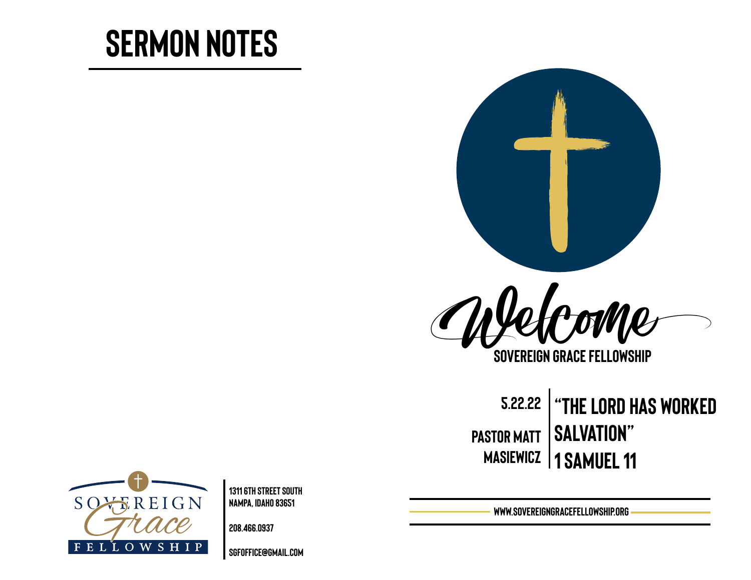# SERMON NOTES

Welcome

SOVEREIGN GRACE FELLOWSHIP

5.22.22

PASTOR MATT MASIEWICZ

## "THE LORD HAS WORKED SALVATION"

## 1 SAMUEL 11

WWW.SOVEREIGNGRACEFELLOWSHIP.ORG

SOVEREIGN Grace FELLOWSHIP

1311 6TH STREET SOUTH
NAMPA, IDAHO 83651

208.466.0937

SGFOFFICE@GMAIL.COM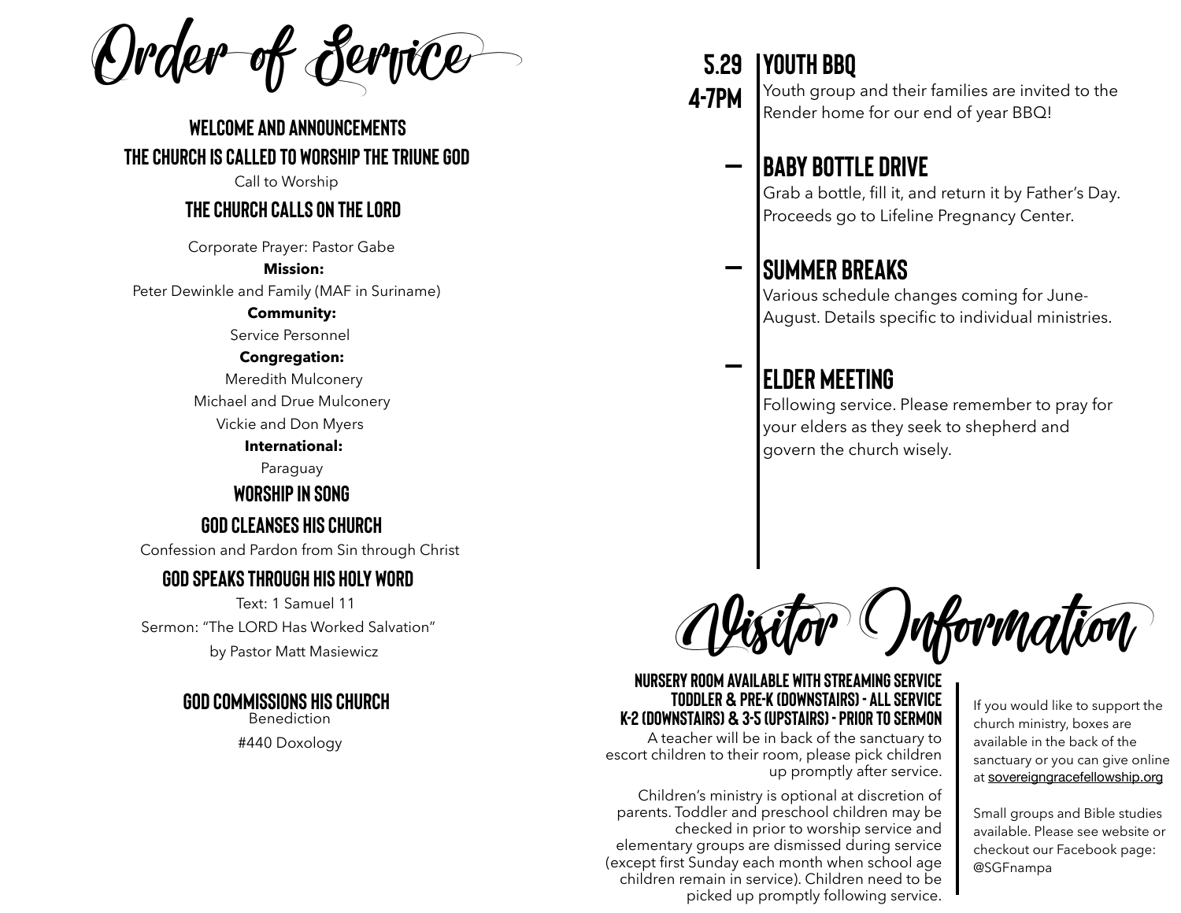# Order of Service

## Welcome and Announcements

## The Church is Called to Worship the Triune God

Call to Worship

## The Church Calls on the Lord

Corporate Prayer: Pastor Gabe

**Mission:**

Peter Dewinkle and Family (MAF in Suriname)

**Community:**

Service Personnel

**Congregation:**

Meredith Mulconery

Michael and Drue Mulconery

Vickie and Don Myers

**International:**

Paraguay

## Worship in Song

## God Cleanses His Church

Confession and Pardon from Sin through Christ

## God Speaks Through His Holy Word

Text: 1 Samuel 11

Sermon: "The LORD Has Worked Salvation"

by Pastor Matt Masiewicz

## God Commissions His Church

Benediction

#440 Doxology

---

**5.29 4-7PM**

### Youth BBQ

Youth group and their families are invited to the Render home for our end of year BBQ!

**–**

### Baby Bottle Drive

Grab a bottle, fill it, and return it by Father's Day. Proceeds go to Lifeline Pregnancy Center.

**–**

### Summer Breaks

Various schedule changes coming for June-August. Details specific to individual ministries.

**–**

### Elder Meeting

Following service. Please remember to pray for your elders as they seek to shepherd and govern the church wisely.

# Visitor Information

**Nursery room available with streaming service**
**Toddler & Pre-K (downstairs) - all service**
**K-2 (downstairs) & 3-5 (upstairs) - prior to sermon**

A teacher will be in back of the sanctuary to escort children to their room, please pick children up promptly after service.

Children's ministry is optional at discretion of parents. Toddler and preschool children may be checked in prior to worship service and elementary groups are dismissed during service (except first Sunday each month when school age children remain in service). Children need to be picked up promptly following service.

If you would like to support the church ministry, boxes are available in the back of the sanctuary or you can give online at sovereigngracefellowship.org

Small groups and Bible studies available. Please see website or checkout our Facebook page: @SGFnampa